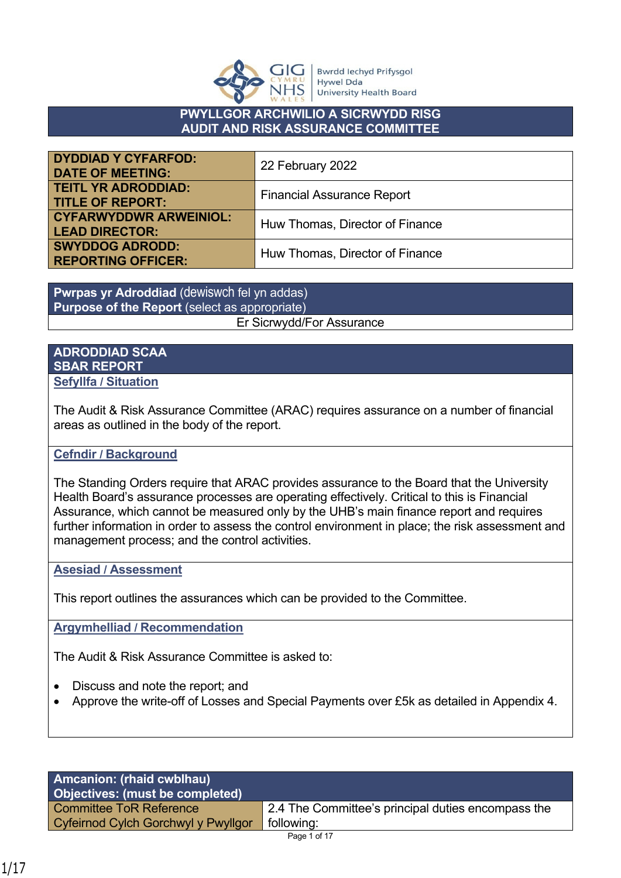Bwrdd Iechyd Prifysgol Hywel Dda University Health Board

# PWYLLGOR ARCHWILIO A SICRWYDD RISG
# AUDIT AND RISK ASSURANCE COMMITTEE

| | |
|---|---|
| **DYDDIAD Y CYFARFOD: DATE OF MEETING:** | 22 February 2022 |
| **TEITL YR ADRODDIAD: TITLE OF REPORT:** | Financial Assurance Report |
| **CYFARWYDDWR ARWEINIOL: LEAD DIRECTOR:** | Huw Thomas, Director of Finance |
| **SWYDDOG ADRODD: REPORTING OFFICER:** | Huw Thomas, Director of Finance |

| **Pwrpas yr Adroddiad** (dewiswch fel yn addas) **Purpose of the Report** (select as appropriate) |
|---|
| Er Sicrwydd/For Assurance |

## ADRODDIAD SCAA
## SBAR REPORT

### Sefyllfa / Situation

The Audit & Risk Assurance Committee (ARAC) requires assurance on a number of financial areas as outlined in the body of the report.

### Cefndir / Background

The Standing Orders require that ARAC provides assurance to the Board that the University Health Board's assurance processes are operating effectively. Critical to this is Financial Assurance, which cannot be measured only by the UHB's main finance report and requires further information in order to assess the control environment in place; the risk assessment and management process; and the control activities.

### Asesiad / Assessment

This report outlines the assurances which can be provided to the Committee.

### Argymhelliad / Recommendation

The Audit & Risk Assurance Committee is asked to:

- Discuss and note the report; and
- Approve the write-off of Losses and Special Payments over £5k as detailed in Appendix 4.

| **Amcanion: (rhaid cwblhau) Objectives: (must be completed)** | |
|---|---|
| Committee ToR Reference Cyfeirnod Cylch Gorchwyl y Pwyllgor | 2.4 The Committee's principal duties encompass the following: |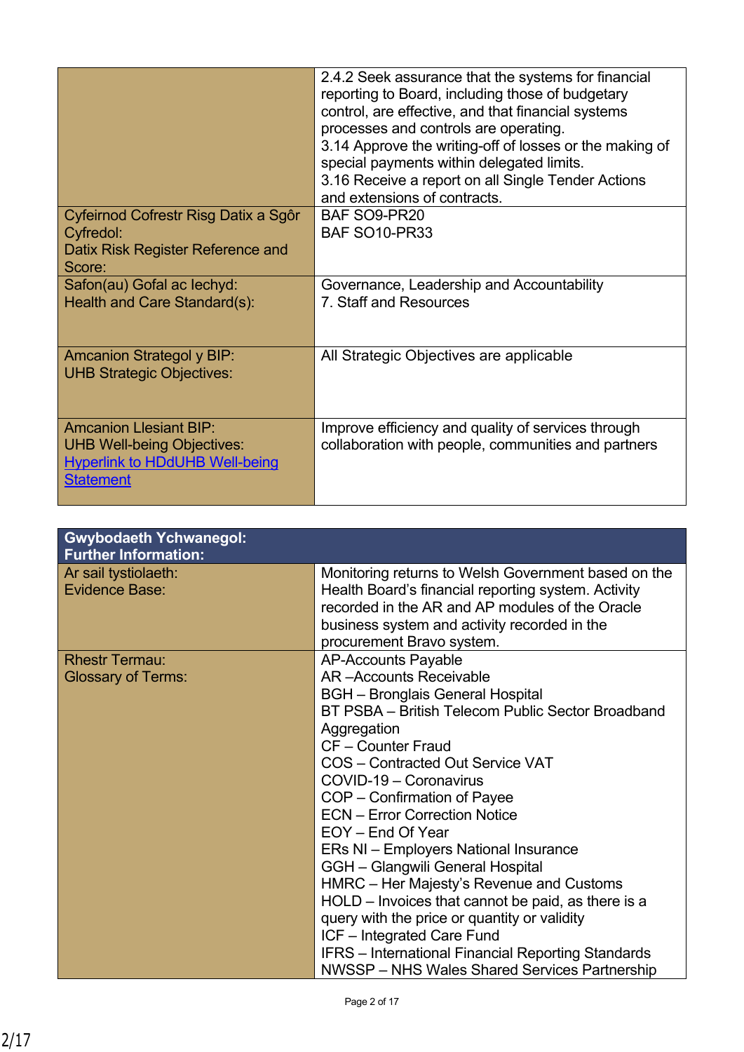| | |
|---|---|
| | 2.4.2 Seek assurance that the systems for financial reporting to Board, including those of budgetary control, are effective, and that financial systems processes and controls are operating.<br>3.14 Approve the writing-off of losses or the making of special payments within delegated limits.<br>3.16 Receive a report on all Single Tender Actions and extensions of contracts. |
| Cyfeirnod Cofrestr Risg Datix a Sgôr Cyfredol:<br>Datix Risk Register Reference and Score: | BAF SO9-PR20<br>BAF SO10-PR33 |
| Safon(au) Gofal ac Iechyd:<br>Health and Care Standard(s): | Governance, Leadership and Accountability<br>7. Staff and Resources |
| Amcanion Strategol y BIP:<br>UHB Strategic Objectives: | All Strategic Objectives are applicable |
| Amcanion Llesiant BIP:<br>UHB Well-being Objectives:<br>Hyperlink to HDdUHB Well-being Statement | Improve efficiency and quality of services through collaboration with people, communities and partners |

| **Gwybodaeth Ychwanegol:<br>Further Information:** | |
|---|---|
| Ar sail tystiolaeth:<br>Evidence Base: | Monitoring returns to Welsh Government based on the Health Board's financial reporting system. Activity recorded in the AR and AP modules of the Oracle business system and activity recorded in the procurement Bravo system. |
| Rhestr Termau:<br>Glossary of Terms: | AP-Accounts Payable<br>AR –Accounts Receivable<br>BGH – Bronglais General Hospital<br>BT PSBA – British Telecom Public Sector Broadband Aggregation<br>CF – Counter Fraud<br>COS – Contracted Out Service VAT<br>COVID-19 – Coronavirus<br>COP – Confirmation of Payee<br>ECN – Error Correction Notice<br>EOY – End Of Year<br>ERs NI – Employers National Insurance<br>GGH – Glangwili General Hospital<br>HMRC – Her Majesty's Revenue and Customs<br>HOLD – Invoices that cannot be paid, as there is a query with the price or quantity or validity<br>ICF – Integrated Care Fund<br>IFRS – International Financial Reporting Standards<br>NWSSP – NHS Wales Shared Services Partnership |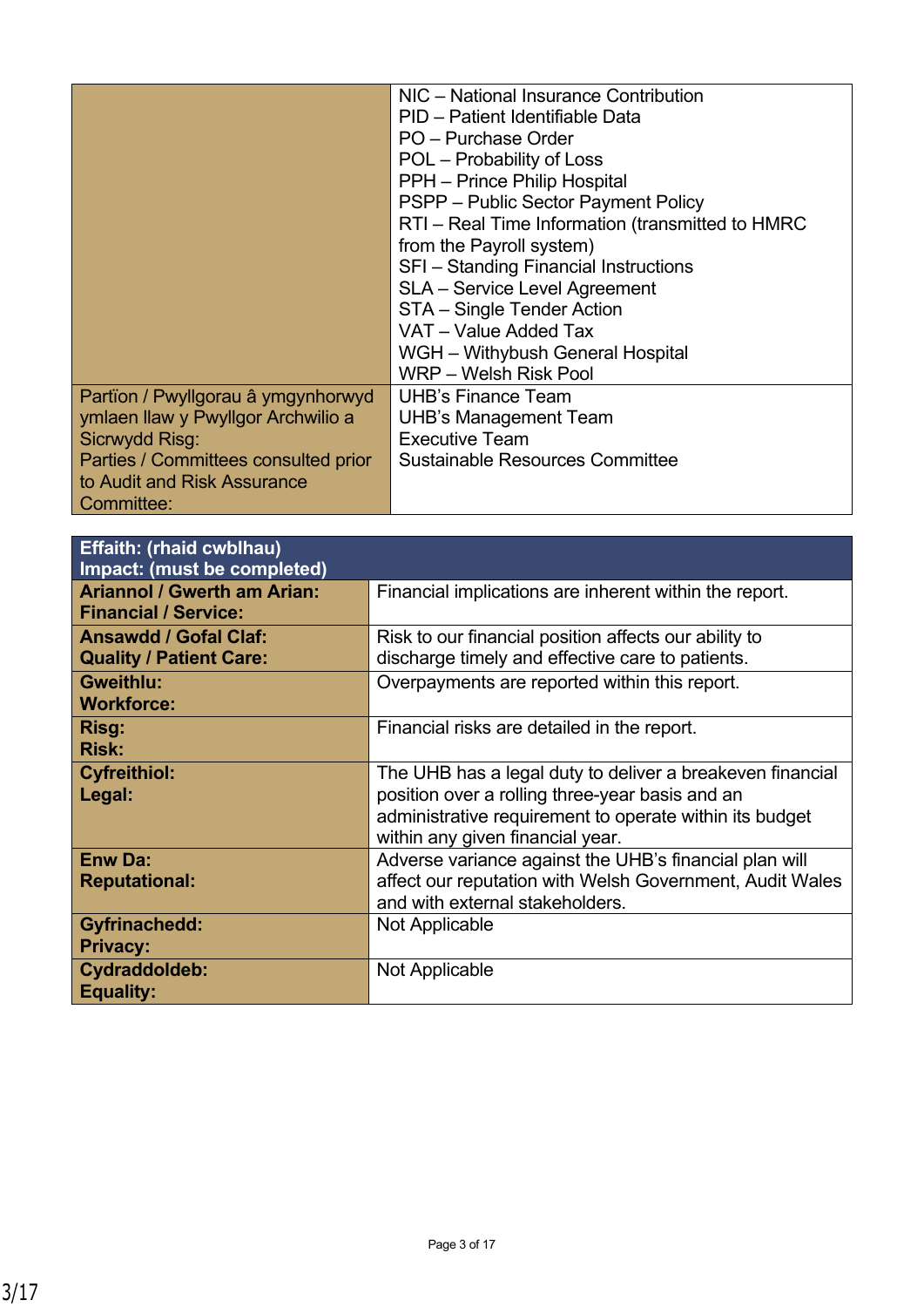| | |
|---|---|
| | NIC – National Insurance Contribution<br>PID – Patient Identifiable Data<br>PO – Purchase Order<br>POL – Probability of Loss<br>PPH – Prince Philip Hospital<br>PSPP – Public Sector Payment Policy<br>RTI – Real Time Information (transmitted to HMRC from the Payroll system)<br>SFI – Standing Financial Instructions<br>SLA – Service Level Agreement<br>STA – Single Tender Action<br>VAT – Value Added Tax<br>WGH – Withybush General Hospital<br>WRP – Welsh Risk Pool |
| Partïon / Pwyllgorau â ymgynhorwyd ymlaen llaw y Pwyllgor Archwilio a Sicrwydd Risg:<br>Parties / Committees consulted prior to Audit and Risk Assurance Committee: | UHB's Finance Team<br>UHB's Management Team<br>Executive Team<br>Sustainable Resources Committee |

| **Effaith: (rhaid cwblhau)<br>Impact: (must be completed)** | |
|---|---|
| **Ariannol / Gwerth am Arian:<br>Financial / Service:** | Financial implications are inherent within the report. |
| **Ansawdd / Gofal Claf:<br>Quality / Patient Care:** | Risk to our financial position affects our ability to discharge timely and effective care to patients. |
| **Gweithlu:<br>Workforce:** | Overpayments are reported within this report. |
| **Risg:<br>Risk:** | Financial risks are detailed in the report. |
| **Cyfreithiol:<br>Legal:** | The UHB has a legal duty to deliver a breakeven financial position over a rolling three-year basis and an administrative requirement to operate within its budget within any given financial year. |
| **Enw Da:<br>Reputational:** | Adverse variance against the UHB's financial plan will affect our reputation with Welsh Government, Audit Wales and with external stakeholders. |
| **Gyfrinachedd:<br>Privacy:** | Not Applicable |
| **Cydraddoldeb:<br>Equality:** | Not Applicable |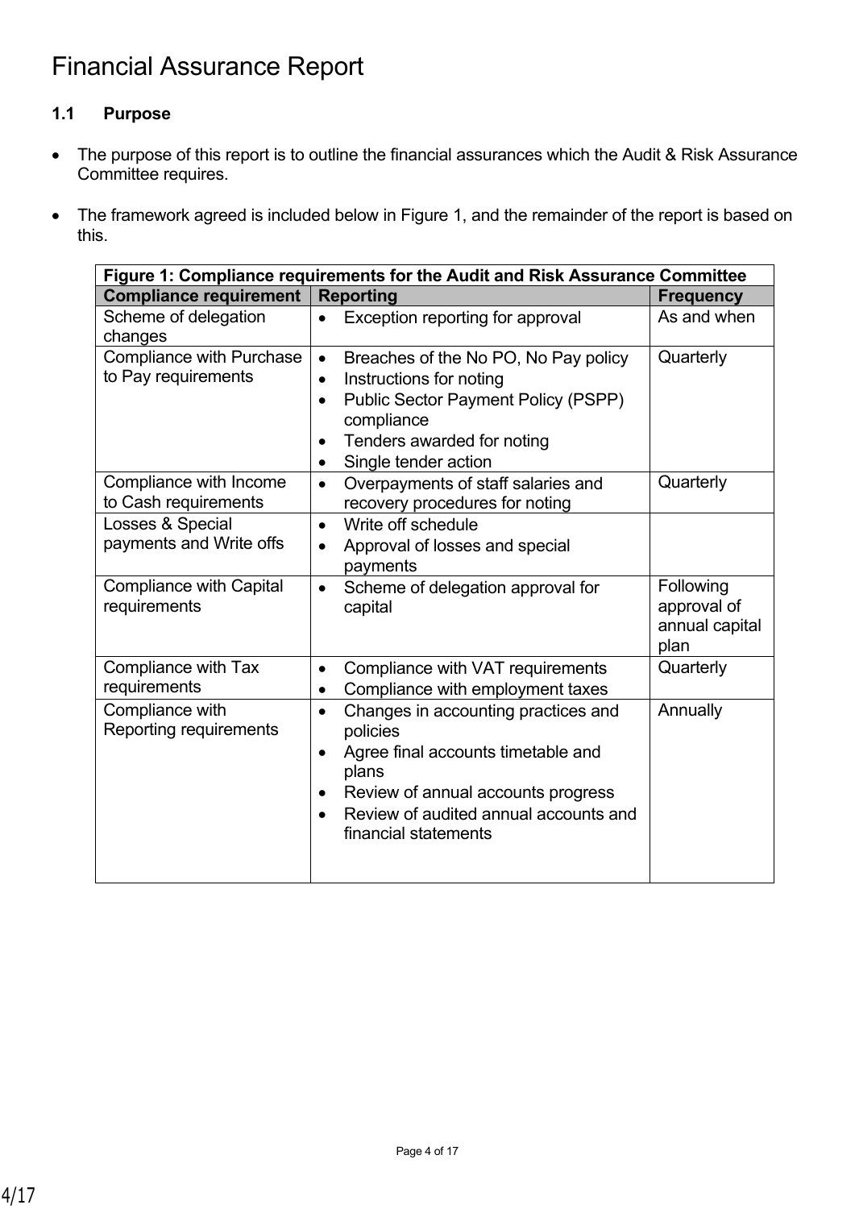# Financial Assurance Report

### 1.1 Purpose

- The purpose of this report is to outline the financial assurances which the Audit & Risk Assurance Committee requires.
- The framework agreed is included below in Figure 1, and the remainder of the report is based on this.

| **Figure 1: Compliance requirements for the Audit and Risk Assurance Committee** | | |
|---|---|---|
| **Compliance requirement** | **Reporting** | **Frequency** |
| Scheme of delegation changes | • Exception reporting for approval | As and when |
| Compliance with Purchase to Pay requirements | • Breaches of the No PO, No Pay policy<br>• Instructions for noting<br>• Public Sector Payment Policy (PSPP) compliance<br>• Tenders awarded for noting<br>• Single tender action | Quarterly |
| Compliance with Income to Cash requirements | • Overpayments of staff salaries and recovery procedures for noting | Quarterly |
| Losses & Special payments and Write offs | • Write off schedule<br>• Approval of losses and special payments | |
| Compliance with Capital requirements | • Scheme of delegation approval for capital | Following approval of annual capital plan |
| Compliance with Tax requirements | • Compliance with VAT requirements<br>• Compliance with employment taxes | Quarterly |
| Compliance with Reporting requirements | • Changes in accounting practices and policies<br>• Agree final accounts timetable and plans<br>• Review of annual accounts progress<br>• Review of audited annual accounts and financial statements | Annually |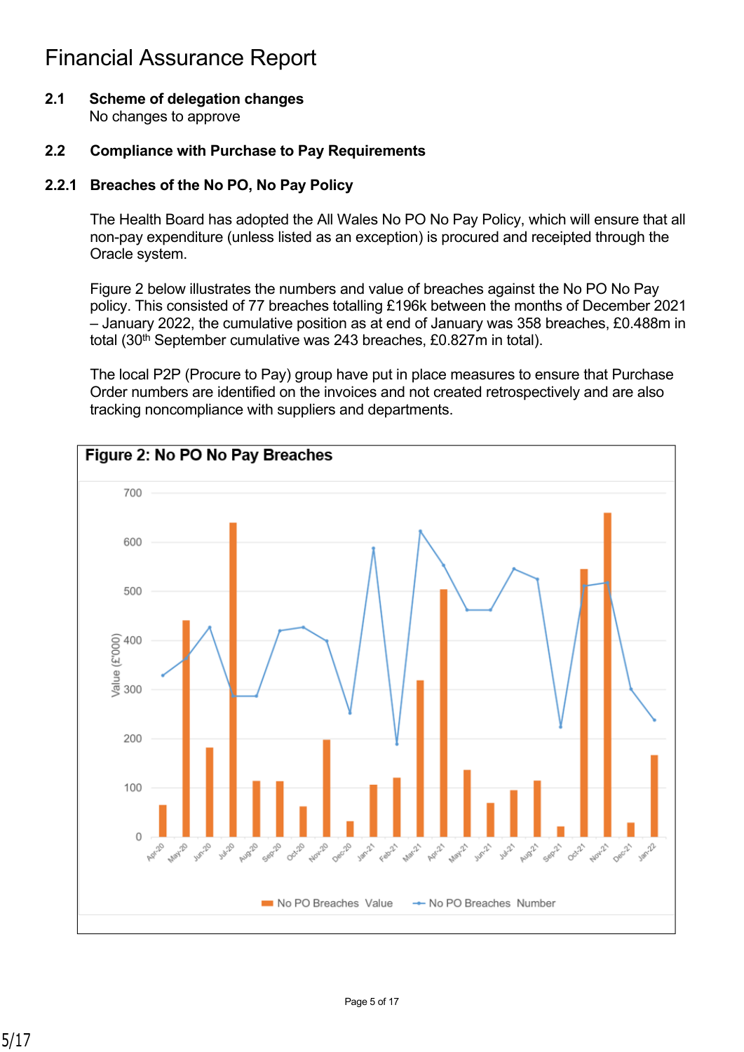# Financial Assurance Report

**2.1 Scheme of delegation changes**

No changes to approve

**2.2 Compliance with Purchase to Pay Requirements**

**2.2.1 Breaches of the No PO, No Pay Policy**

The Health Board has adopted the All Wales No PO No Pay Policy, which will ensure that all non-pay expenditure (unless listed as an exception) is procured and receipted through the Oracle system.

Figure 2 below illustrates the numbers and value of breaches against the No PO No Pay policy. This consisted of 77 breaches totalling £196k between the months of December 2021 – January 2022, the cumulative position as at end of January was 358 breaches, £0.488m in total (30th September cumulative was 243 breaches, £0.827m in total).

The local P2P (Procure to Pay) group have put in place measures to ensure that Purchase Order numbers are identified on the invoices and not created retrospectively and are also tracking noncompliance with suppliers and departments.

**Figure 2: No PO No Pay Breaches**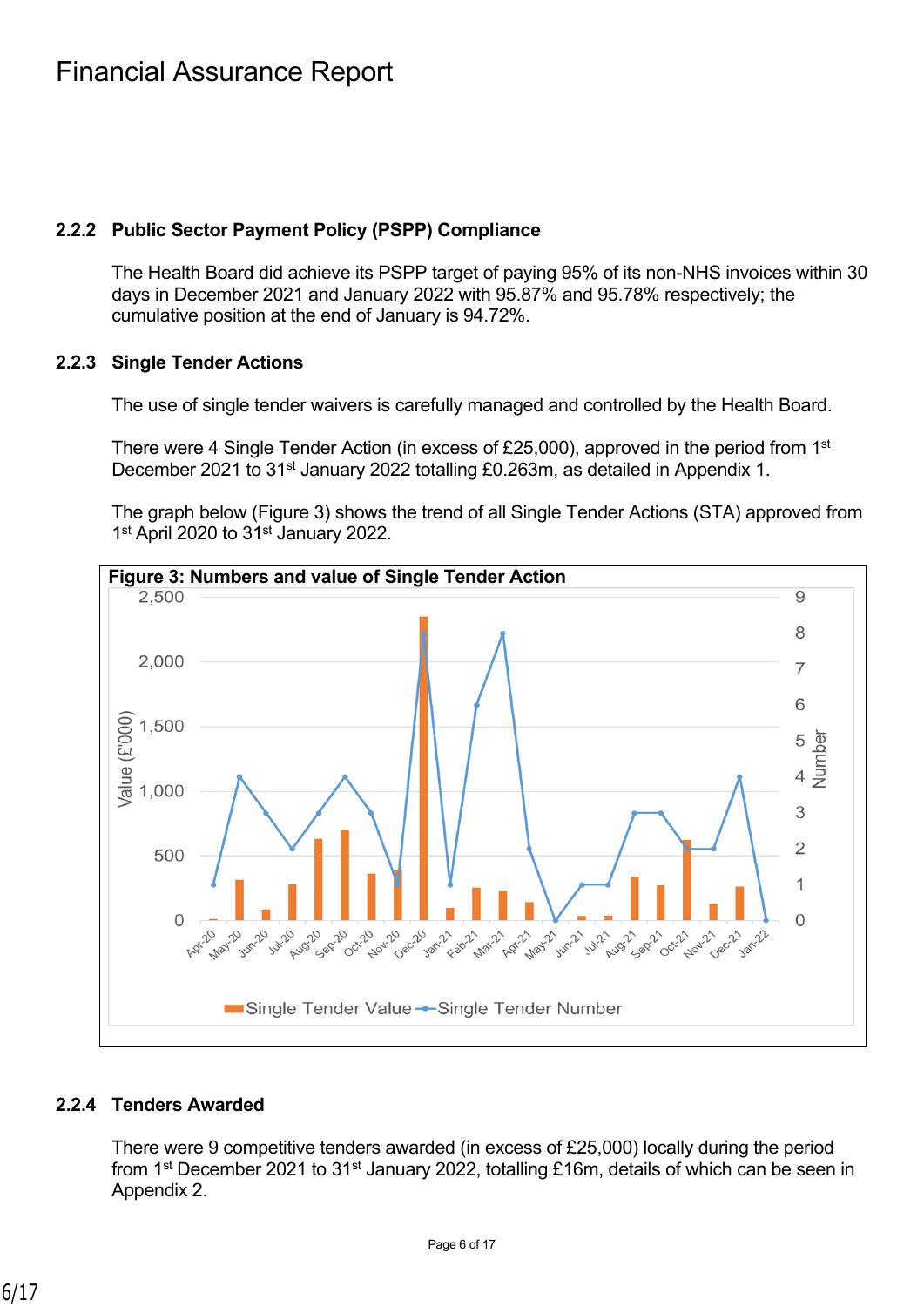Financial Assurance Report

### 2.2.2 Public Sector Payment Policy (PSPP) Compliance

The Health Board did achieve its PSPP target of paying 95% of its non-NHS invoices within 30 days in December 2021 and January 2022 with 95.87% and 95.78% respectively; the cumulative position at the end of January is 94.72%.

### 2.2.3 Single Tender Actions

The use of single tender waivers is carefully managed and controlled by the Health Board.

There were 4 Single Tender Action (in excess of £25,000), approved in the period from 1st December 2021 to 31st January 2022 totalling £0.263m, as detailed in Appendix 1.

The graph below (Figure 3) shows the trend of all Single Tender Actions (STA) approved from 1st April 2020 to 31st January 2022.

**Figure 3: Numbers and value of Single Tender Action**

### 2.2.4 Tenders Awarded

There were 9 competitive tenders awarded (in excess of £25,000) locally during the period from 1st December 2021 to 31st January 2022, totalling £16m, details of which can be seen in Appendix 2.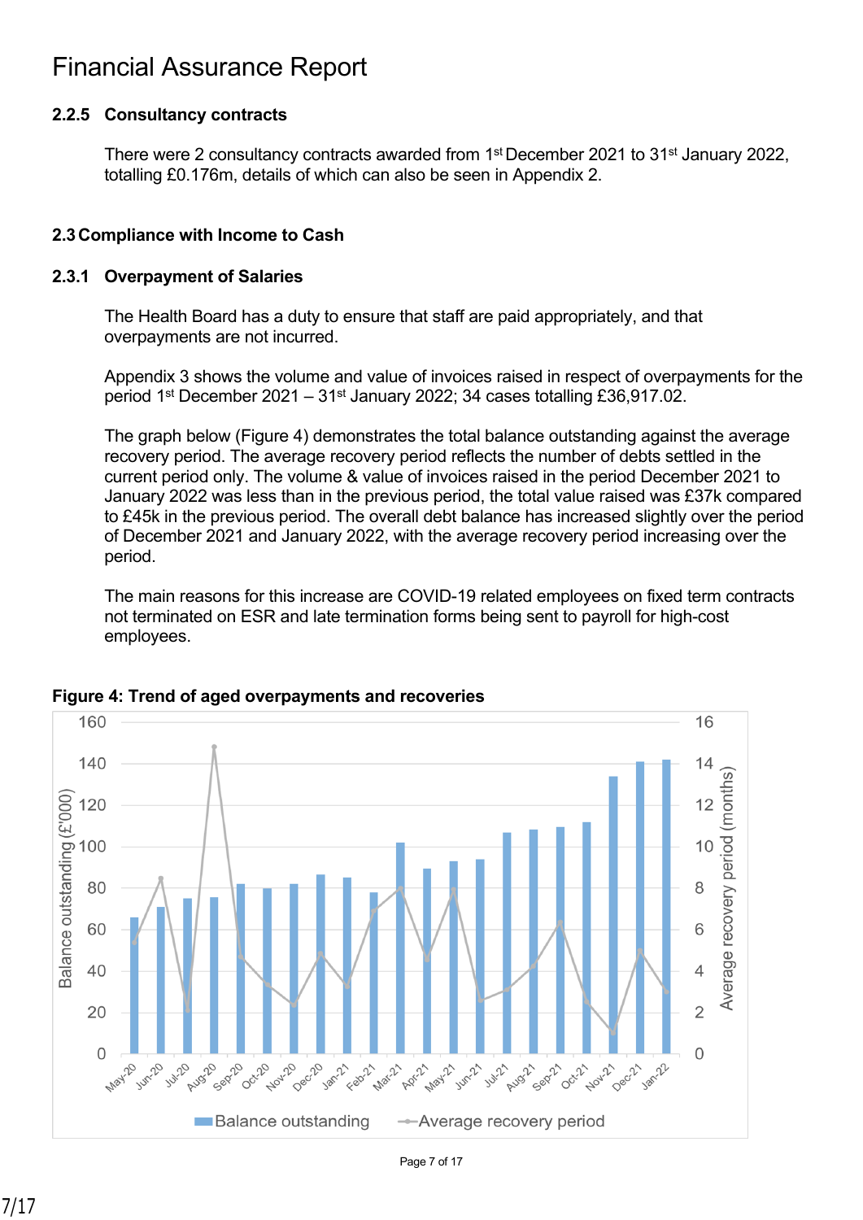# Financial Assurance Report

### 2.2.5 Consultancy contracts

There were 2 consultancy contracts awarded from 1st December 2021 to 31st January 2022, totalling £0.176m, details of which can also be seen in Appendix 2.

## 2.3 Compliance with Income to Cash

### 2.3.1 Overpayment of Salaries

The Health Board has a duty to ensure that staff are paid appropriately, and that overpayments are not incurred.

Appendix 3 shows the volume and value of invoices raised in respect of overpayments for the period 1st December 2021 – 31st January 2022; 34 cases totalling £36,917.02.

The graph below (Figure 4) demonstrates the total balance outstanding against the average recovery period. The average recovery period reflects the number of debts settled in the current period only. The volume & value of invoices raised in the period December 2021 to January 2022 was less than in the previous period, the total value raised was £37k compared to £45k in the previous period. The overall debt balance has increased slightly over the period of December 2021 and January 2022, with the average recovery period increasing over the period.

The main reasons for this increase are COVID-19 related employees on fixed term contracts not terminated on ESR and late termination forms being sent to payroll for high-cost employees.

**Figure 4: Trend of aged overpayments and recoveries**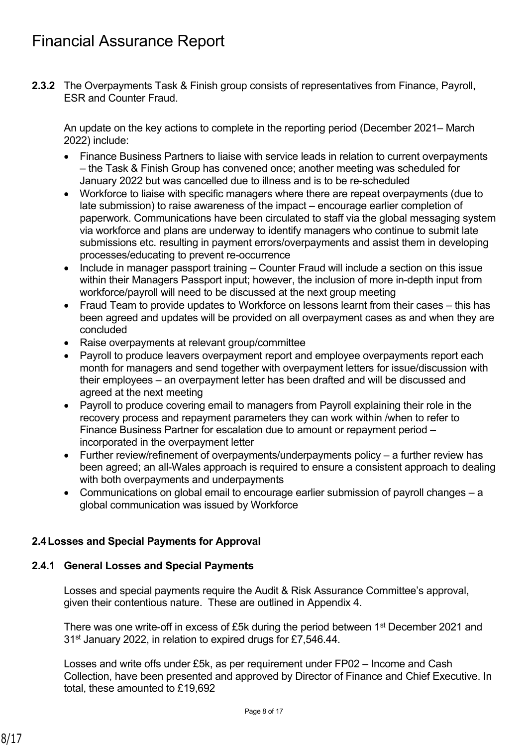# Financial Assurance Report

**2.3.2** The Overpayments Task & Finish group consists of representatives from Finance, Payroll, ESR and Counter Fraud.

An update on the key actions to complete in the reporting period (December 2021– March 2022) include:

- Finance Business Partners to liaise with service leads in relation to current overpayments – the Task & Finish Group has convened once; another meeting was scheduled for January 2022 but was cancelled due to illness and is to be re-scheduled
- Workforce to liaise with specific managers where there are repeat overpayments (due to late submission) to raise awareness of the impact – encourage earlier completion of paperwork. Communications have been circulated to staff via the global messaging system via workforce and plans are underway to identify managers who continue to submit late submissions etc. resulting in payment errors/overpayments and assist them in developing processes/educating to prevent re-occurrence
- Include in manager passport training – Counter Fraud will include a section on this issue within their Managers Passport input; however, the inclusion of more in-depth input from workforce/payroll will need to be discussed at the next group meeting
- Fraud Team to provide updates to Workforce on lessons learnt from their cases – this has been agreed and updates will be provided on all overpayment cases as and when they are concluded
- Raise overpayments at relevant group/committee
- Payroll to produce leavers overpayment report and employee overpayments report each month for managers and send together with overpayment letters for issue/discussion with their employees – an overpayment letter has been drafted and will be discussed and agreed at the next meeting
- Payroll to produce covering email to managers from Payroll explaining their role in the recovery process and repayment parameters they can work within /when to refer to Finance Business Partner for escalation due to amount or repayment period – incorporated in the overpayment letter
- Further review/refinement of overpayments/underpayments policy – a further review has been agreed; an all-Wales approach is required to ensure a consistent approach to dealing with both overpayments and underpayments
- Communications on global email to encourage earlier submission of payroll changes – a global communication was issued by Workforce

## 2.4 Losses and Special Payments for Approval

### 2.4.1 General Losses and Special Payments

Losses and special payments require the Audit & Risk Assurance Committee's approval, given their contentious nature. These are outlined in Appendix 4.

There was one write-off in excess of £5k during the period between 1st December 2021 and 31st January 2022, in relation to expired drugs for £7,546.44.

Losses and write offs under £5k, as per requirement under FP02 – Income and Cash Collection, have been presented and approved by Director of Finance and Chief Executive. In total, these amounted to £19,692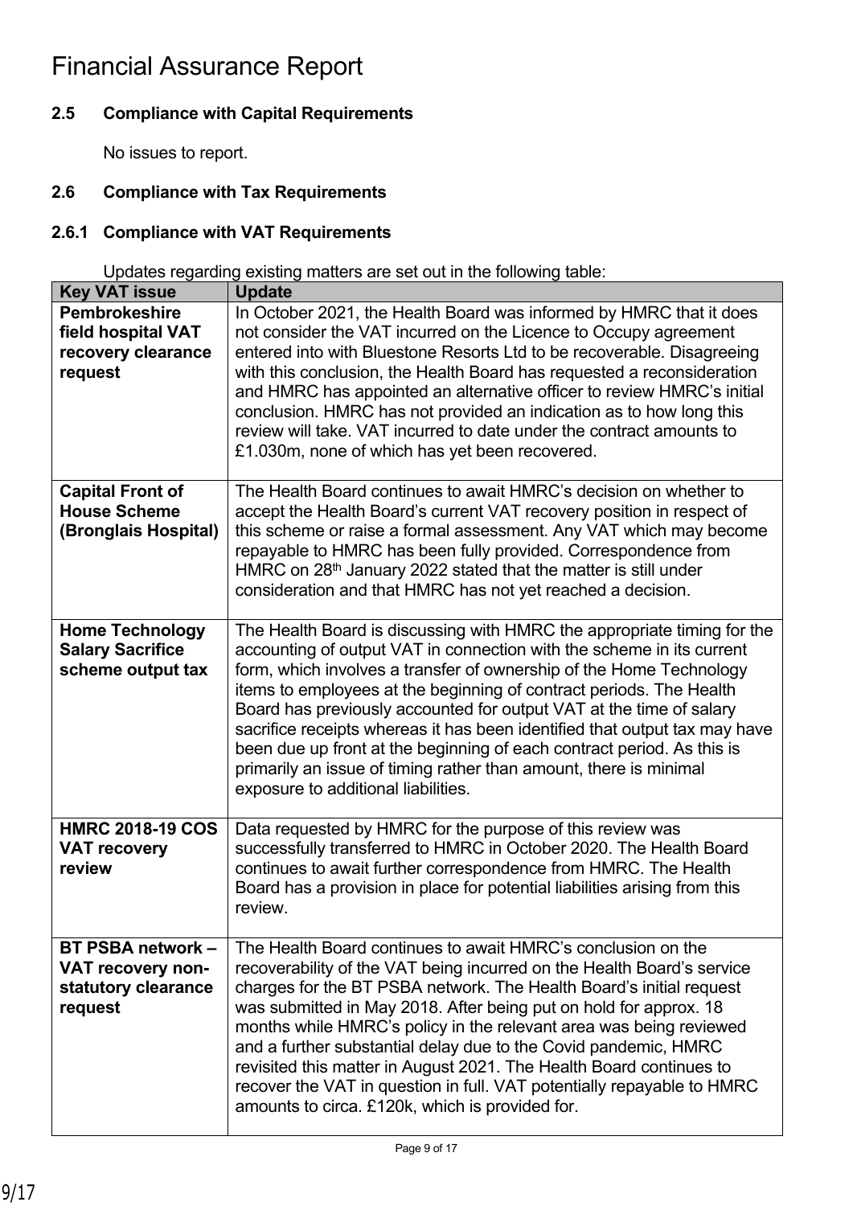# Financial Assurance Report

### 2.5 Compliance with Capital Requirements

No issues to report.

### 2.6 Compliance with Tax Requirements

#### 2.6.1 Compliance with VAT Requirements

Updates regarding existing matters are set out in the following table:

| Key VAT issue | Update |
|---|---|
| **Pembrokeshire field hospital VAT recovery clearance request** | In October 2021, the Health Board was informed by HMRC that it does not consider the VAT incurred on the Licence to Occupy agreement entered into with Bluestone Resorts Ltd to be recoverable. Disagreeing with this conclusion, the Health Board has requested a reconsideration and HMRC has appointed an alternative officer to review HMRC's initial conclusion. HMRC has not provided an indication as to how long this review will take. VAT incurred to date under the contract amounts to £1.030m, none of which has yet been recovered. |
| **Capital Front of House Scheme (Bronglais Hospital)** | The Health Board continues to await HMRC's decision on whether to accept the Health Board's current VAT recovery position in respect of this scheme or raise a formal assessment. Any VAT which may become repayable to HMRC has been fully provided. Correspondence from HMRC on 28th January 2022 stated that the matter is still under consideration and that HMRC has not yet reached a decision. |
| **Home Technology Salary Sacrifice scheme output tax** | The Health Board is discussing with HMRC the appropriate timing for the accounting of output VAT in connection with the scheme in its current form, which involves a transfer of ownership of the Home Technology items to employees at the beginning of contract periods. The Health Board has previously accounted for output VAT at the time of salary sacrifice receipts whereas it has been identified that output tax may have been due up front at the beginning of each contract period. As this is primarily an issue of timing rather than amount, there is minimal exposure to additional liabilities. |
| **HMRC 2018-19 COS VAT recovery review** | Data requested by HMRC for the purpose of this review was successfully transferred to HMRC in October 2020. The Health Board continues to await further correspondence from HMRC. The Health Board has a provision in place for potential liabilities arising from this review. |
| **BT PSBA network – VAT recovery non-statutory clearance request** | The Health Board continues to await HMRC's conclusion on the recoverability of the VAT being incurred on the Health Board's service charges for the BT PSBA network. The Health Board's initial request was submitted in May 2018. After being put on hold for approx. 18 months while HMRC's policy in the relevant area was being reviewed and a further substantial delay due to the Covid pandemic, HMRC revisited this matter in August 2021. The Health Board continues to recover the VAT in question in full. VAT potentially repayable to HMRC amounts to circa. £120k, which is provided for. |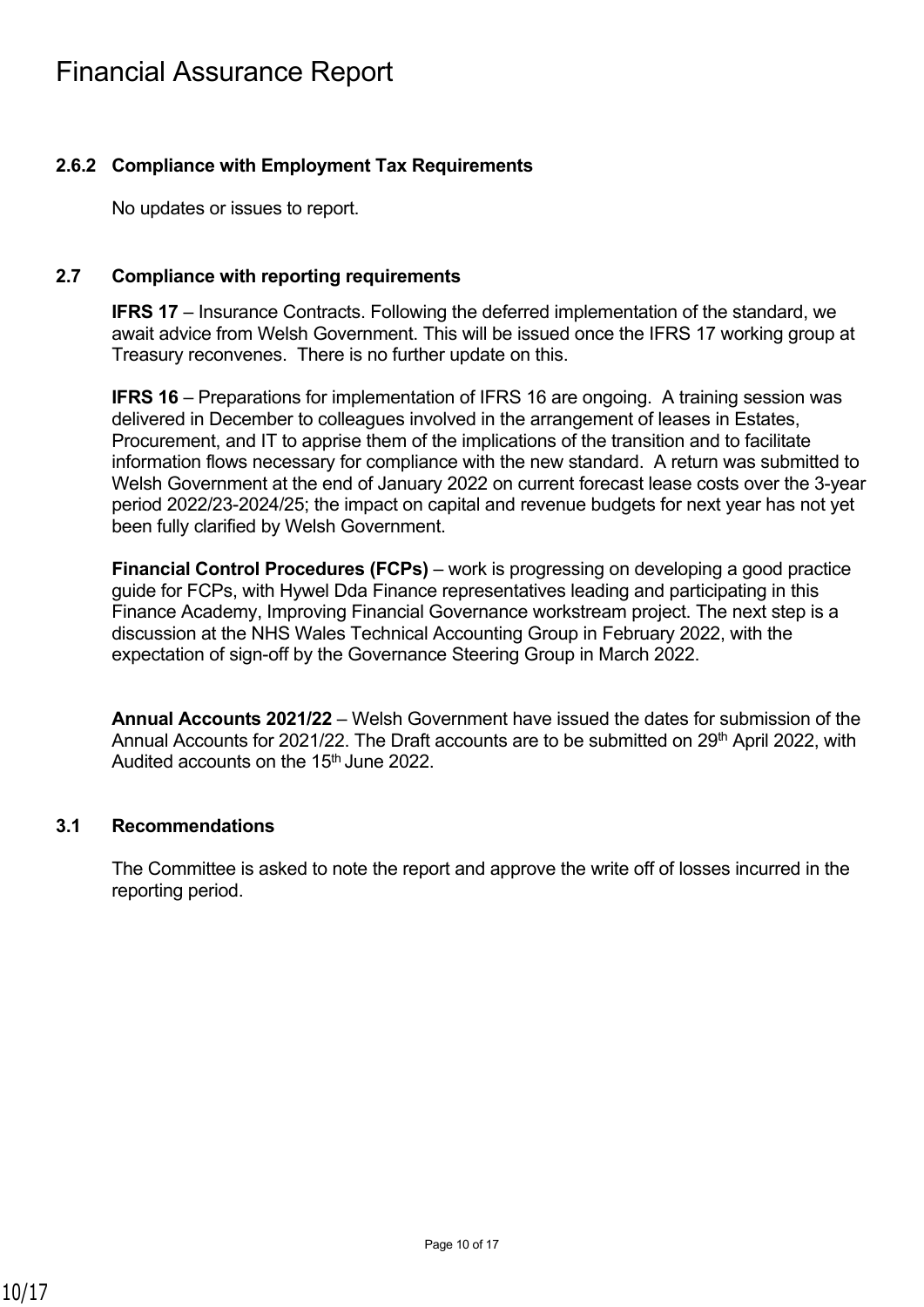# Financial Assurance Report

### 2.6.2 Compliance with Employment Tax Requirements

No updates or issues to report.

### 2.7 Compliance with reporting requirements

**IFRS 17** – Insurance Contracts. Following the deferred implementation of the standard, we await advice from Welsh Government. This will be issued once the IFRS 17 working group at Treasury reconvenes. There is no further update on this.

**IFRS 16** – Preparations for implementation of IFRS 16 are ongoing. A training session was delivered in December to colleagues involved in the arrangement of leases in Estates, Procurement, and IT to apprise them of the implications of the transition and to facilitate information flows necessary for compliance with the new standard. A return was submitted to Welsh Government at the end of January 2022 on current forecast lease costs over the 3-year period 2022/23-2024/25; the impact on capital and revenue budgets for next year has not yet been fully clarified by Welsh Government.

**Financial Control Procedures (FCPs)** – work is progressing on developing a good practice guide for FCPs, with Hywel Dda Finance representatives leading and participating in this Finance Academy, Improving Financial Governance workstream project. The next step is a discussion at the NHS Wales Technical Accounting Group in February 2022, with the expectation of sign-off by the Governance Steering Group in March 2022.

**Annual Accounts 2021/22** – Welsh Government have issued the dates for submission of the Annual Accounts for 2021/22. The Draft accounts are to be submitted on 29th April 2022, with Audited accounts on the 15th June 2022.

### 3.1 Recommendations

The Committee is asked to note the report and approve the write off of losses incurred in the reporting period.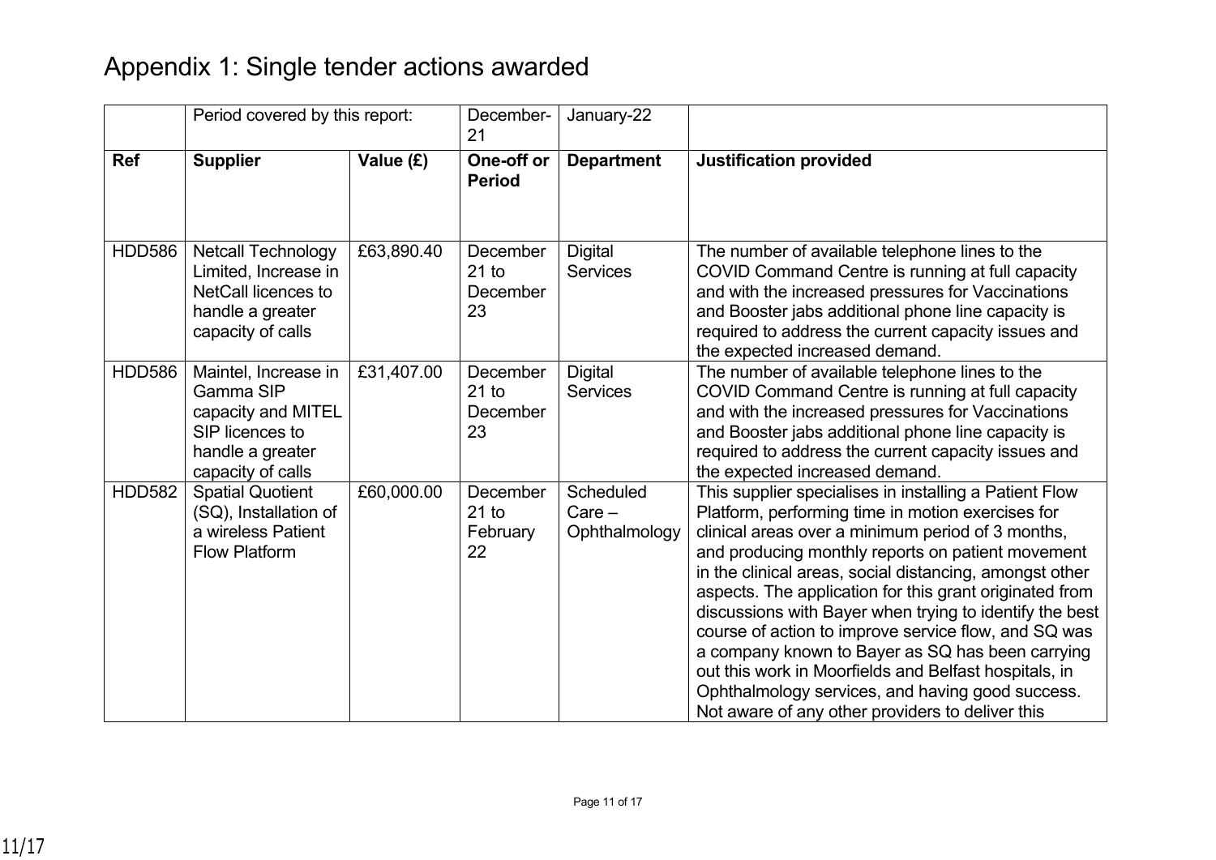# Appendix 1: Single tender actions awarded

| | Period covered by this report: | | December-21 | January-22 | |
|---|---|---|---|---|---|
| **Ref** | **Supplier** | **Value (£)** | **One-off or Period** | **Department** | **Justification provided** |
| HDD586 | Netcall Technology Limited, Increase in NetCall licences to handle a greater capacity of calls | £63,890.40 | December 21 to December 23 | Digital Services | The number of available telephone lines to the COVID Command Centre is running at full capacity and with the increased pressures for Vaccinations and Booster jabs additional phone line capacity is required to address the current capacity issues and the expected increased demand. |
| HDD586 | Maintel, Increase in Gamma SIP capacity and MITEL SIP licences to handle a greater capacity of calls | £31,407.00 | December 21 to December 23 | Digital Services | The number of available telephone lines to the COVID Command Centre is running at full capacity and with the increased pressures for Vaccinations and Booster jabs additional phone line capacity is required to address the current capacity issues and the expected increased demand. |
| HDD582 | Spatial Quotient (SQ), Installation of a wireless Patient Flow Platform | £60,000.00 | December 21 to February 22 | Scheduled Care – Ophthalmology | This supplier specialises in installing a Patient Flow Platform, performing time in motion exercises for clinical areas over a minimum period of 3 months, and producing monthly reports on patient movement in the clinical areas, social distancing, amongst other aspects. The application for this grant originated from discussions with Bayer when trying to identify the best course of action to improve service flow, and SQ was a company known to Bayer as SQ has been carrying out this work in Moorfields and Belfast hospitals, in Ophthalmology services, and having good success. Not aware of any other providers to deliver this |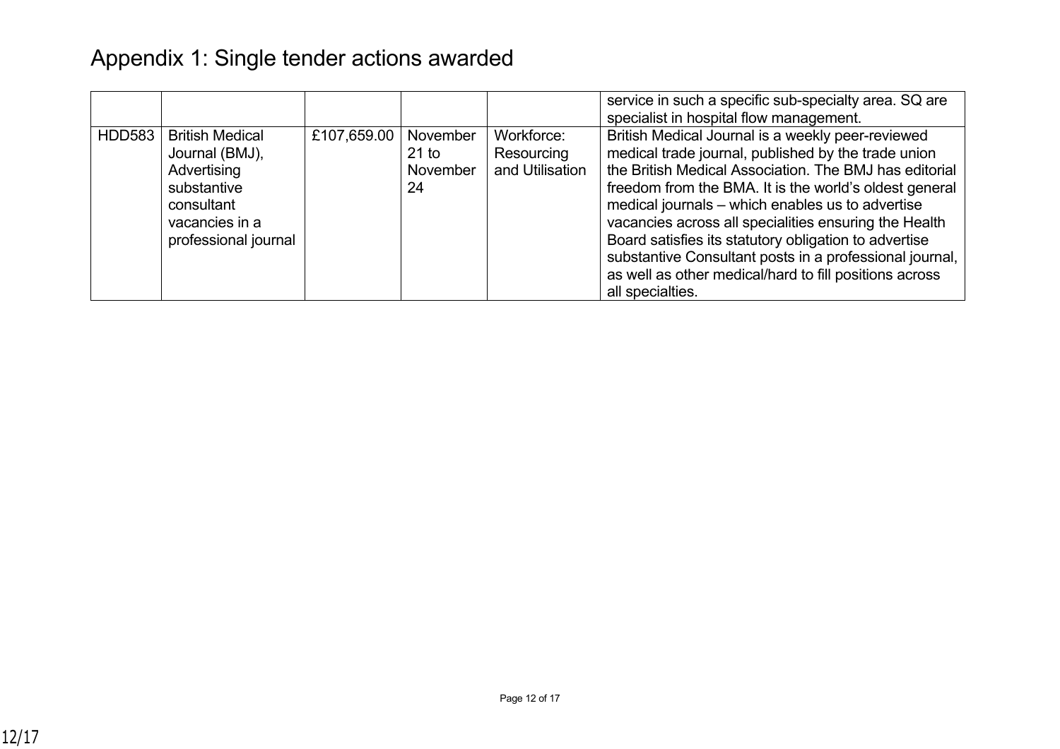# Appendix 1: Single tender actions awarded

| | | | | | |
|---|---|---|---|---|---|
| | | | | | service in such a specific sub-specialty area. SQ are specialist in hospital flow management. |
| HDD583 | British Medical Journal (BMJ), Advertising substantive consultant vacancies in a professional journal | £107,659.00 | November 21 to November 24 | Workforce: Resourcing and Utilisation | British Medical Journal is a weekly peer-reviewed medical trade journal, published by the trade union the British Medical Association. The BMJ has editorial freedom from the BMA. It is the world's oldest general medical journals – which enables us to advertise vacancies across all specialities ensuring the Health Board satisfies its statutory obligation to advertise substantive Consultant posts in a professional journal, as well as other medical/hard to fill positions across all specialties. |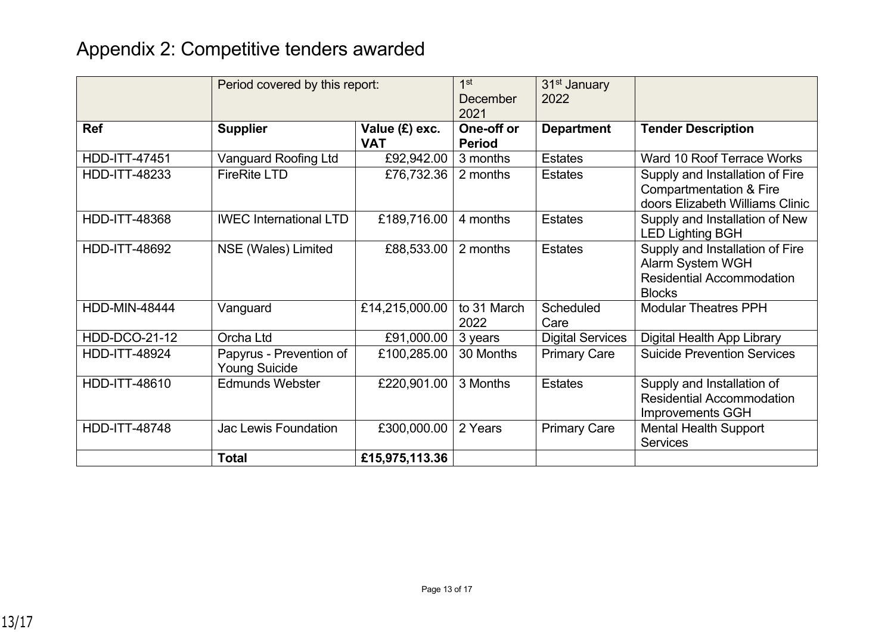# Appendix 2: Competitive tenders awarded

| | Period covered by this report: | | 1st December 2021 | 31st January 2022 | |
|---|---|---|---|---|---|
| **Ref** | **Supplier** | **Value (£) exc. VAT** | **One-off or Period** | **Department** | **Tender Description** |
| HDD-ITT-47451 | Vanguard Roofing Ltd | £92,942.00 | 3 months | Estates | Ward 10 Roof Terrace Works |
| HDD-ITT-48233 | FireRite LTD | £76,732.36 | 2 months | Estates | Supply and Installation of Fire Compartmentation & Fire doors Elizabeth Williams Clinic |
| HDD-ITT-48368 | IWEC International LTD | £189,716.00 | 4 months | Estates | Supply and Installation of New LED Lighting BGH |
| HDD-ITT-48692 | NSE (Wales) Limited | £88,533.00 | 2 months | Estates | Supply and Installation of Fire Alarm System WGH Residential Accommodation Blocks |
| HDD-MIN-48444 | Vanguard | £14,215,000.00 | to 31 March 2022 | Scheduled Care | Modular Theatres PPH |
| HDD-DCO-21-12 | Orcha Ltd | £91,000.00 | 3 years | Digital Services | Digital Health App Library |
| HDD-ITT-48924 | Papyrus - Prevention of Young Suicide | £100,285.00 | 30 Months | Primary Care | Suicide Prevention Services |
| HDD-ITT-48610 | Edmunds Webster | £220,901.00 | 3 Months | Estates | Supply and Installation of Residential Accommodation Improvements GGH |
| HDD-ITT-48748 | Jac Lewis Foundation | £300,000.00 | 2 Years | Primary Care | Mental Health Support Services |
| | **Total** | **£15,975,113.36** | | | |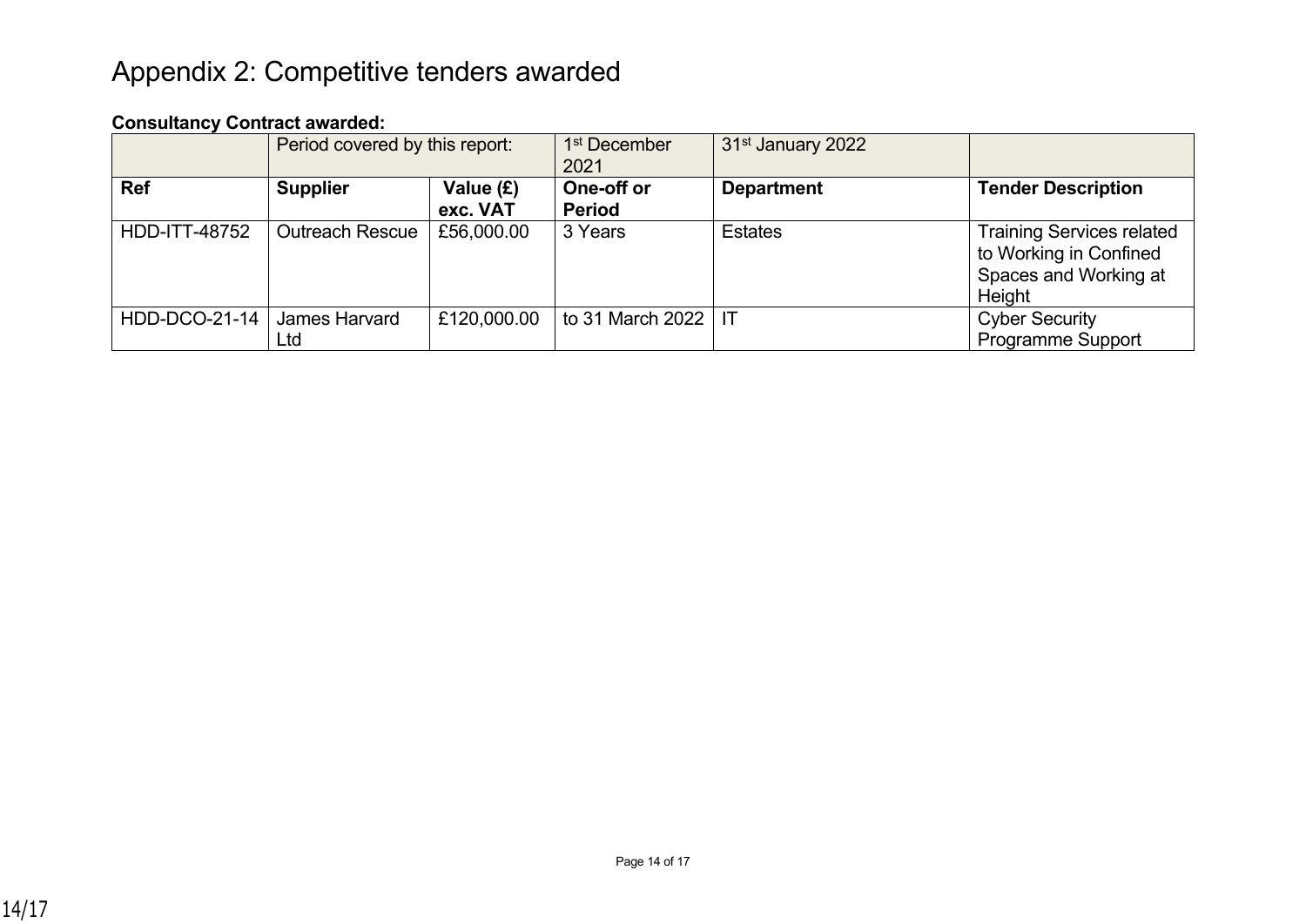# Appendix 2: Competitive tenders awarded

**Consultancy Contract awarded:**

| | Period covered by this report: | | 1st December 2021 | 31st January 2022 | |
|---|---|---|---|---|---|
| **Ref** | **Supplier** | **Value (£) exc. VAT** | **One-off or Period** | **Department** | **Tender Description** |
| HDD-ITT-48752 | Outreach Rescue | £56,000.00 | 3 Years | Estates | Training Services related to Working in Confined Spaces and Working at Height |
| HDD-DCO-21-14 | James Harvard Ltd | £120,000.00 | to 31 March 2022 | IT | Cyber Security Programme Support |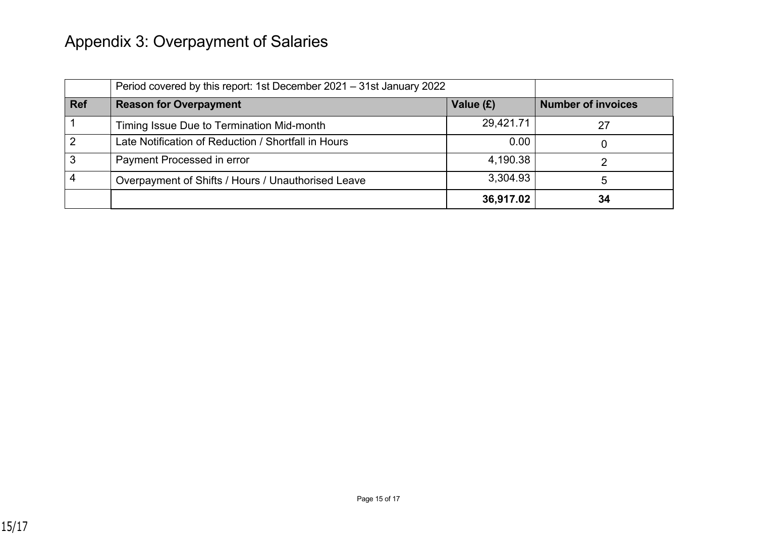# Appendix 3: Overpayment of Salaries

| | Period covered by this report: 1st December 2021 – 31st January 2022 | | |
|---|---|---|---|
| **Ref** | **Reason for Overpayment** | **Value (£)** | **Number of invoices** |
| 1 | Timing Issue Due to Termination Mid-month | 29,421.71 | 27 |
| 2 | Late Notification of Reduction / Shortfall in Hours | 0.00 | 0 |
| 3 | Payment Processed in error | 4,190.38 | 2 |
| 4 | Overpayment of Shifts / Hours / Unauthorised Leave | 3,304.93 | 5 |
| | | **36,917.02** | **34** |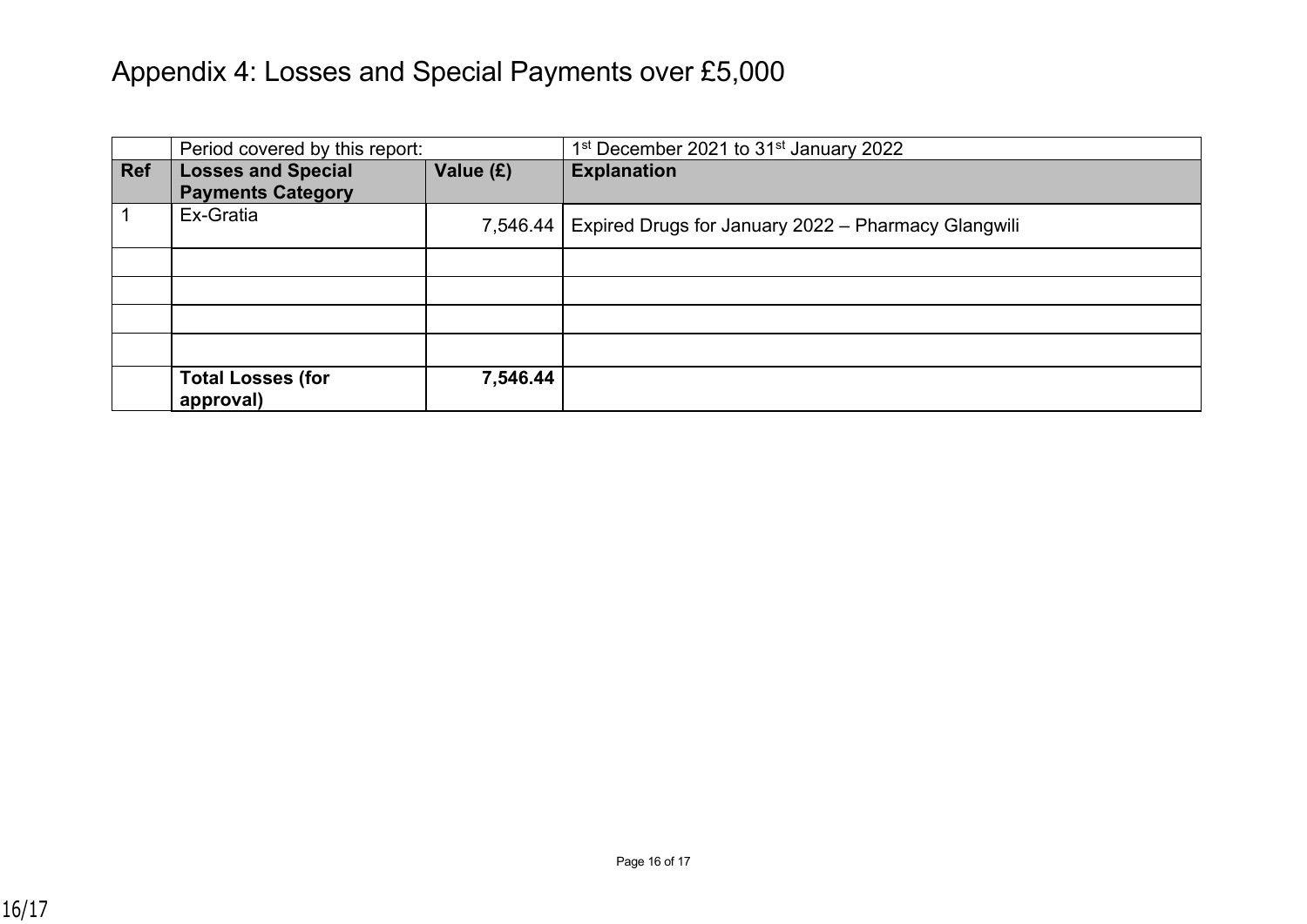# Appendix 4: Losses and Special Payments over £5,000

| | | | |
|---|---|---|---|
| | Period covered by this report: | | 1st December 2021 to 31st January 2022 |
| **Ref** | **Losses and Special Payments Category** | **Value (£)** | **Explanation** |
| 1 | Ex-Gratia | 7,546.44 | Expired Drugs for January 2022 – Pharmacy Glangwili |
| | | | |
| | | | |
| | | | |
| | | | |
| | **Total Losses (for approval)** | **7,546.44** | |